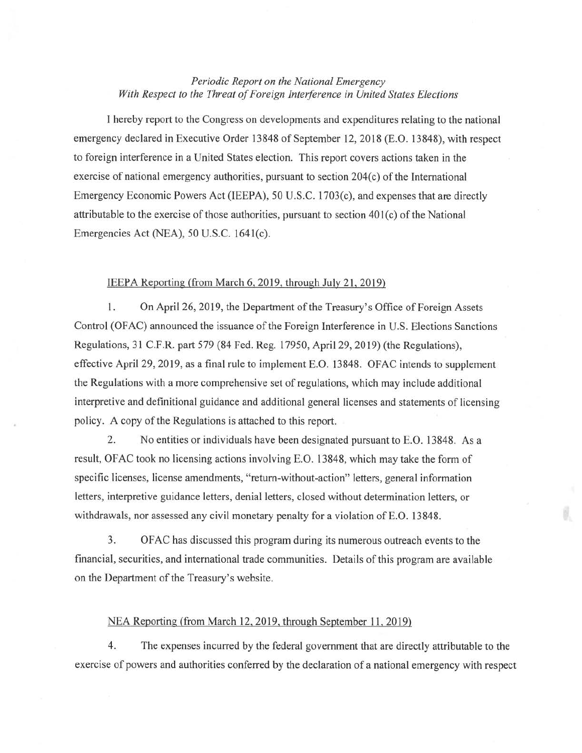*Periodic Report on the National Emergency*
*With Respect to the Threat of Foreign Interference in United States Elections*

I hereby report to the Congress on developments and expenditures relating to the national emergency declared in Executive Order 13848 of September 12, 2018 (E.O. 13848), with respect to foreign interference in a United States election. This report covers actions taken in the exercise of national emergency authorities, pursuant to section 204(c) of the International Emergency Economic Powers Act (IEEPA), 50 U.S.C. 1703(c), and expenses that are directly attributable to the exercise of those authorities, pursuant to section 401(c) of the National Emergencies Act (NEA), 50 U.S.C. 1641(c).

<u>IEEPA Reporting (from March 6, 2019, through July 21, 2019)</u>

1. On April 26, 2019, the Department of the Treasury's Office of Foreign Assets Control (OFAC) announced the issuance of the Foreign Interference in U.S. Elections Sanctions Regulations, 31 C.F.R. part 579 (84 Fed. Reg. 17950, April 29, 2019) (the Regulations), effective April 29, 2019, as a final rule to implement E.O. 13848. OFAC intends to supplement the Regulations with a more comprehensive set of regulations, which may include additional interpretive and definitional guidance and additional general licenses and statements of licensing policy. A copy of the Regulations is attached to this report.

2. No entities or individuals have been designated pursuant to E.O. 13848. As a result, OFAC took no licensing actions involving E.O. 13848, which may take the form of specific licenses, license amendments, "return-without-action" letters, general information letters, interpretive guidance letters, denial letters, closed without determination letters, or withdrawals, nor assessed any civil monetary penalty for a violation of E.O. 13848.

3. OFAC has discussed this program during its numerous outreach events to the financial, securities, and international trade communities. Details of this program are available on the Department of the Treasury's website.

<u>NEA Reporting (from March 12, 2019, through September 11, 2019)</u>

4. The expenses incurred by the federal government that are directly attributable to the exercise of powers and authorities conferred by the declaration of a national emergency with respect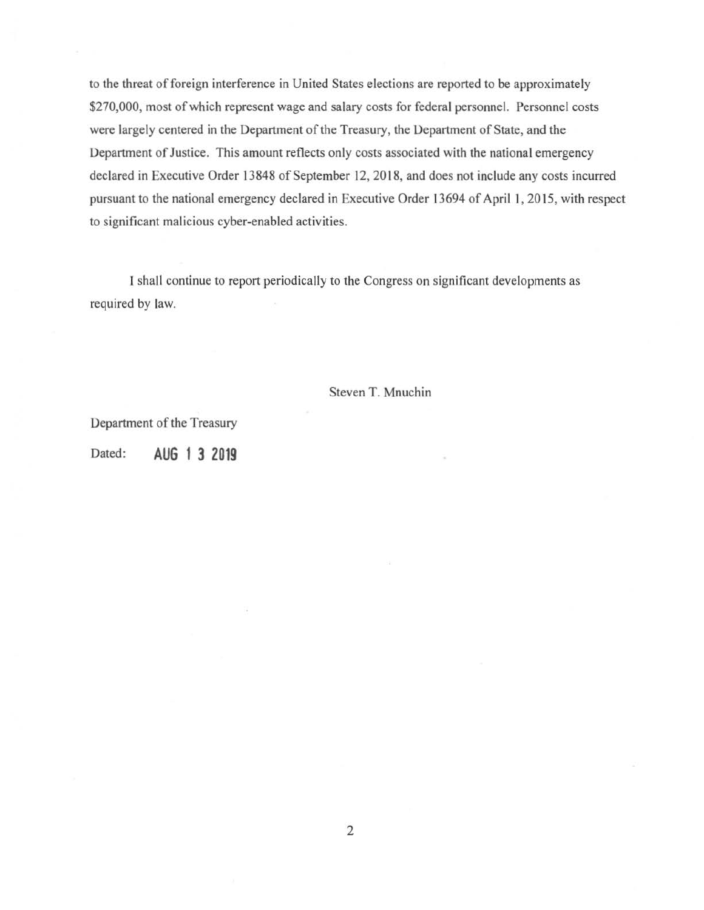to the threat of foreign interference in United States elections are reported to be approximately $270,000, most of which represent wage and salary costs for federal personnel. Personnel costs were largely centered in the Department of the Treasury, the Department of State, and the Department of Justice. This amount reflects only costs associated with the national emergency declared in Executive Order 13848 of September 12, 2018, and does not include any costs incurred pursuant to the national emergency declared in Executive Order 13694 of April 1, 2015, with respect to significant malicious cyber-enabled activities.

I shall continue to report periodically to the Congress on significant developments as required by law.

Steven T. Mnuchin

Department of the Treasury

Dated: **AUG 1 3 2019**